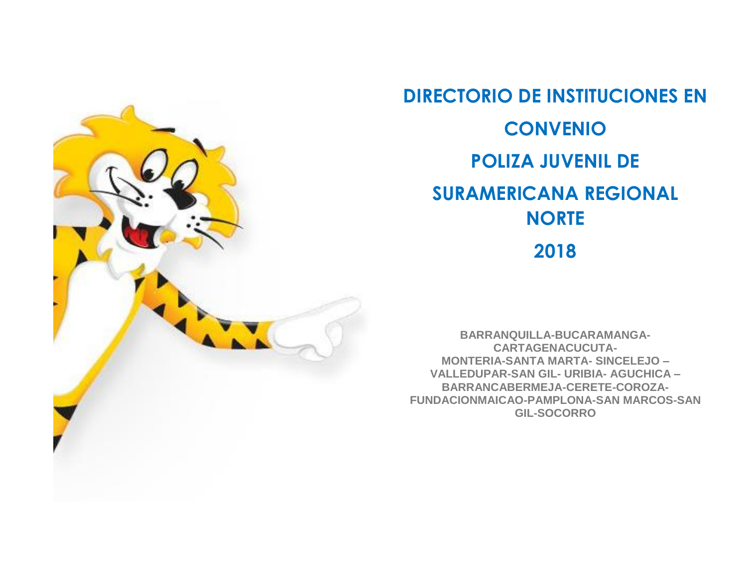# DIRECTORIO DE INSTITUCIONES EN CONVENIO POLIZA JUVENIL DE SURAMERICANA REGIONAL NORTE 2018

**BARRANQUILLA-BUCARAMANGA-CARTAGENACUCUTA-MONTERIA-SANTA MARTA- SINCELEJO – VALLEDUPAR-SAN GIL- URIBIA- AGUCHICA – BARRANCABERMEJA-CERETE-COROZA-FUNDACIONMAICAO-PAMPLONA-SAN MARCOS-SAN GIL-SOCORRO**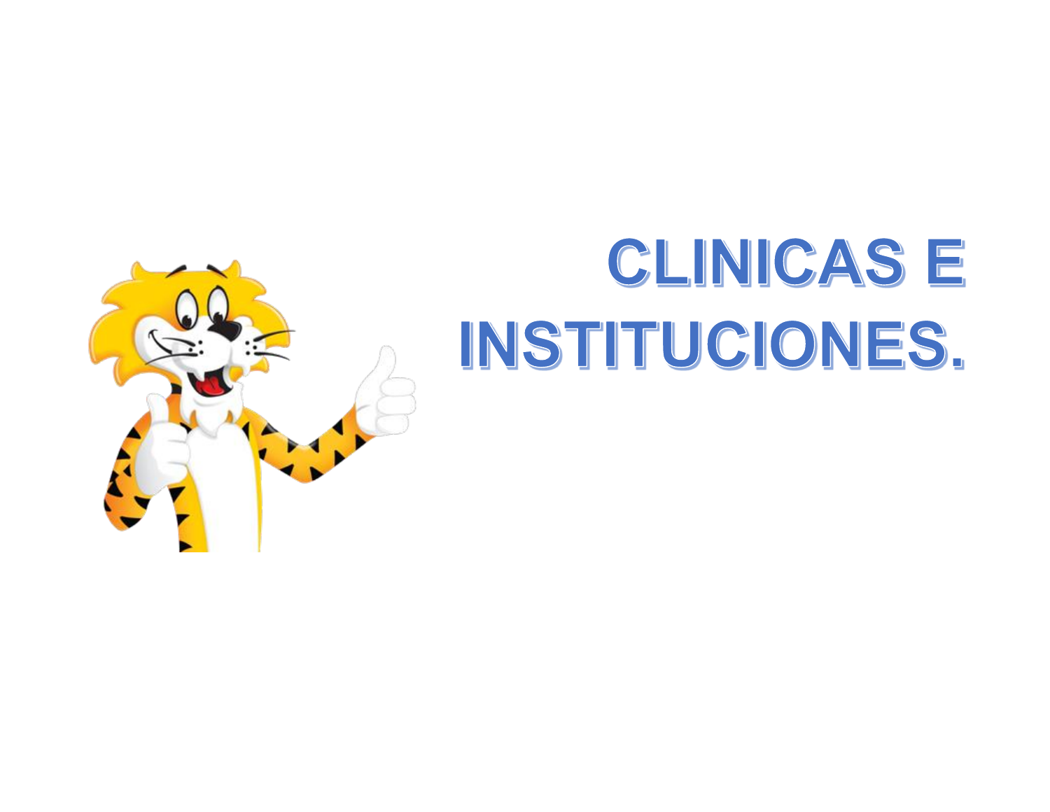# CLINICAS E INSTITUCIONES.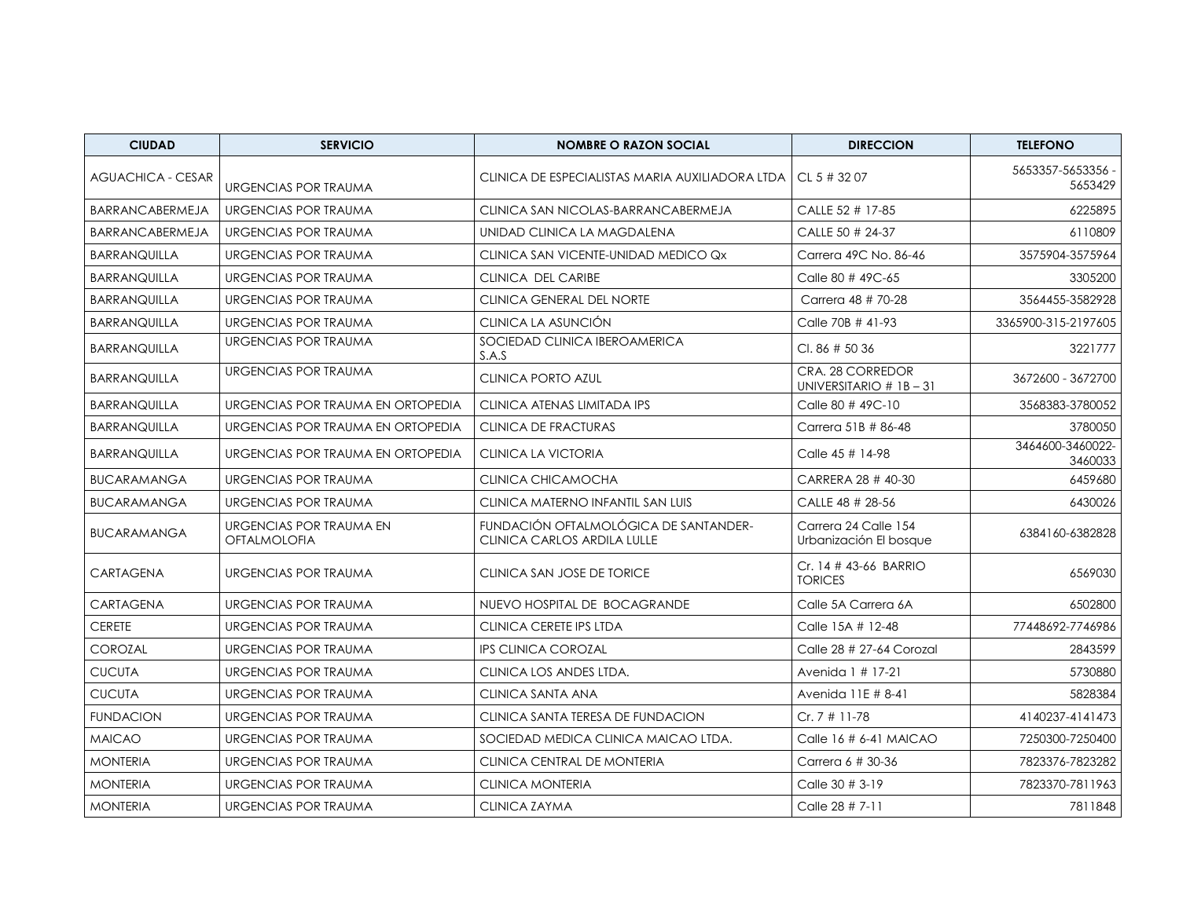| CIUDAD | SERVICIO | NOMBRE O RAZON SOCIAL | DIRECCION | TELEFONO |
|---|---|---|---|---|
| AGUACHICA - CESAR | URGENCIAS POR TRAUMA | CLINICA DE ESPECIALISTAS MARIA AUXILIADORA LTDA | CL 5 # 32 07 | 5653357-5653356 - 5653429 |
| BARRANCABERMEJA | URGENCIAS POR TRAUMA | CLINICA SAN NICOLAS-BARRANCABERMEJA | CALLE 52 # 17-85 | 6225895 |
| BARRANCABERMEJA | URGENCIAS POR TRAUMA | UNIDAD CLINICA LA MAGDALENA | CALLE 50 # 24-37 | 6110809 |
| BARRANQUILLA | URGENCIAS POR TRAUMA | CLINICA SAN VICENTE-UNIDAD MEDICO Qx | Carrera 49C No. 86-46 | 3575904-3575964 |
| BARRANQUILLA | URGENCIAS POR TRAUMA | CLINICA DEL CARIBE | Calle 80 # 49C-65 | 3305200 |
| BARRANQUILLA | URGENCIAS POR TRAUMA | CLINICA GENERAL DEL NORTE | Carrera 48 # 70-28 | 3564455-3582928 |
| BARRANQUILLA | URGENCIAS POR TRAUMA | CLINICA LA ASUNCIÓN | Calle 70B # 41-93 | 3365900-315-2197605 |
| BARRANQUILLA | URGENCIAS POR TRAUMA | SOCIEDAD CLINICA IBEROAMERICA S.A.S | Cl. 86 # 50 36 | 3221777 |
| BARRANQUILLA | URGENCIAS POR TRAUMA | CLINICA PORTO AZUL | CRA. 28 CORREDOR UNIVERSITARIO # 1B – 31 | 3672600 - 3672700 |
| BARRANQUILLA | URGENCIAS POR TRAUMA EN ORTOPEDIA | CLINICA ATENAS LIMITADA IPS | Calle 80 # 49C-10 | 3568383-3780052 |
| BARRANQUILLA | URGENCIAS POR TRAUMA EN ORTOPEDIA | CLINICA DE FRACTURAS | Carrera 51B # 86-48 | 3780050 |
| BARRANQUILLA | URGENCIAS POR TRAUMA EN ORTOPEDIA | CLINICA LA VICTORIA | Calle 45 # 14-98 | 3464600-3460022-3460033 |
| BUCARAMANGA | URGENCIAS POR TRAUMA | CLINICA CHICAMOCHA | CARRERA 28 # 40-30 | 6459680 |
| BUCARAMANGA | URGENCIAS POR TRAUMA | CLINICA MATERNO INFANTIL SAN LUIS | CALLE 48 # 28-56 | 6430026 |
| BUCARAMANGA | URGENCIAS POR TRAUMA EN OFTALMOLOFIA | FUNDACIÓN OFTALMOLÓGICA DE SANTANDER-CLINICA CARLOS ARDILA LULLE | Carrera 24 Calle 154 Urbanización El bosque | 6384160-6382828 |
| CARTAGENA | URGENCIAS POR TRAUMA | CLINICA SAN JOSE DE TORICE | Cr. 14 # 43-66 BARRIO TORICES | 6569030 |
| CARTAGENA | URGENCIAS POR TRAUMA | NUEVO HOSPITAL DE BOCAGRANDE | Calle 5A Carrera 6A | 6502800 |
| CERETE | URGENCIAS POR TRAUMA | CLINICA CERETE IPS LTDA | Calle 15A # 12-48 | 77448692-7746986 |
| COROZAL | URGENCIAS POR TRAUMA | IPS CLINICA COROZAL | Calle 28 # 27-64 Corozal | 2843599 |
| CUCUTA | URGENCIAS POR TRAUMA | CLINICA LOS ANDES LTDA. | Avenida 1 # 17-21 | 5730880 |
| CUCUTA | URGENCIAS POR TRAUMA | CLINICA SANTA ANA | Avenida 11E # 8-41 | 5828384 |
| FUNDACION | URGENCIAS POR TRAUMA | CLINICA SANTA TERESA DE FUNDACION | Cr. 7 # 11-78 | 4140237-4141473 |
| MAICAO | URGENCIAS POR TRAUMA | SOCIEDAD MEDICA CLINICA MAICAO LTDA. | Calle 16 # 6-41 MAICAO | 7250300-7250400 |
| MONTERIA | URGENCIAS POR TRAUMA | CLINICA CENTRAL DE MONTERIA | Carrera 6 # 30-36 | 7823376-7823282 |
| MONTERIA | URGENCIAS POR TRAUMA | CLINICA MONTERIA | Calle 30 # 3-19 | 7823370-7811963 |
| MONTERIA | URGENCIAS POR TRAUMA | CLINICA ZAYMA | Calle 28 # 7-11 | 7811848 |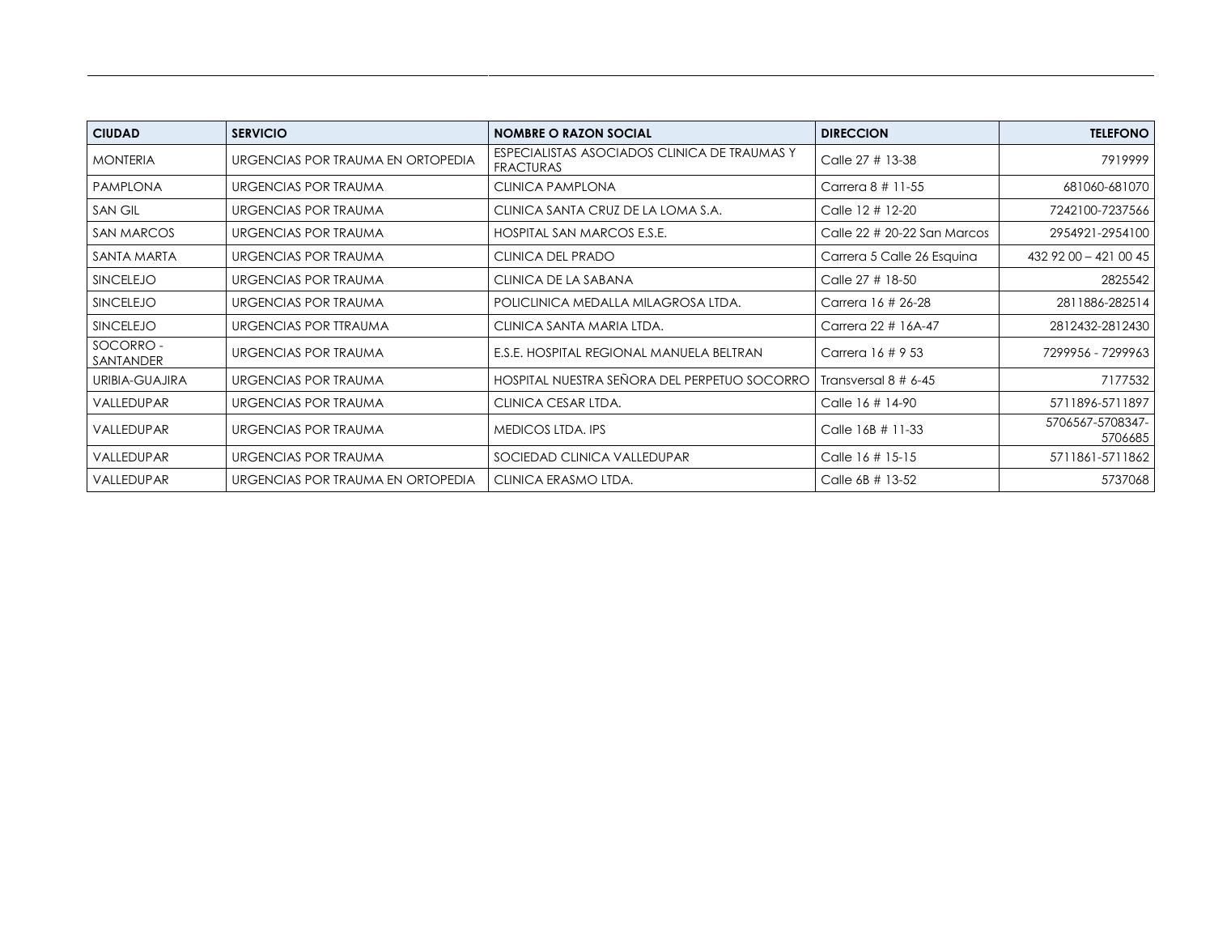| CIUDAD | SERVICIO | NOMBRE O RAZON SOCIAL | DIRECCION | TELEFONO |
|---|---|---|---|---|
| MONTERIA | URGENCIAS POR TRAUMA EN ORTOPEDIA | ESPECIALISTAS ASOCIADOS CLINICA DE TRAUMAS Y FRACTURAS | Calle 27 # 13-38 | 7919999 |
| PAMPLONA | URGENCIAS POR TRAUMA | CLINICA PAMPLONA | Carrera 8 # 11-55 | 681060-681070 |
| SAN GIL | URGENCIAS POR TRAUMA | CLINICA SANTA CRUZ DE LA LOMA S.A. | Calle 12 # 12-20 | 7242100-7237566 |
| SAN MARCOS | URGENCIAS POR TRAUMA | HOSPITAL SAN MARCOS E.S.E. | Calle 22 # 20-22 San Marcos | 2954921-2954100 |
| SANTA MARTA | URGENCIAS POR TRAUMA | CLINICA DEL PRADO | Carrera 5 Calle 26 Esquina | 432 92 00 – 421 00 45 |
| SINCELEJO | URGENCIAS POR TRAUMA | CLINICA DE LA SABANA | Calle 27 # 18-50 | 2825542 |
| SINCELEJO | URGENCIAS POR TRAUMA | POLICLINICA MEDALLA MILAGROSA LTDA. | Carrera 16 # 26-28 | 2811886-282514 |
| SINCELEJO | URGENCIAS POR TTRAUMA | CLINICA SANTA MARIA LTDA. | Carrera 22 # 16A-47 | 2812432-2812430 |
| SOCORRO - SANTANDER | URGENCIAS POR TRAUMA | E.S.E. HOSPITAL REGIONAL MANUELA BELTRAN | Carrera 16 # 9 53 | 7299956 - 7299963 |
| URIBIA-GUAJIRA | URGENCIAS POR TRAUMA | HOSPITAL NUESTRA SEÑORA DEL PERPETUO SOCORRO | Transversal 8 # 6-45 | 7177532 |
| VALLEDUPAR | URGENCIAS POR TRAUMA | CLINICA CESAR LTDA. | Calle 16 # 14-90 | 5711896-5711897 |
| VALLEDUPAR | URGENCIAS POR TRAUMA | MEDICOS LTDA. IPS | Calle 16B # 11-33 | 5706567-5708347-5706685 |
| VALLEDUPAR | URGENCIAS POR TRAUMA | SOCIEDAD CLINICA VALLEDUPAR | Calle 16 # 15-15 | 5711861-5711862 |
| VALLEDUPAR | URGENCIAS POR TRAUMA EN ORTOPEDIA | CLINICA ERASMO LTDA. | Calle 6B # 13-52 | 5737068 |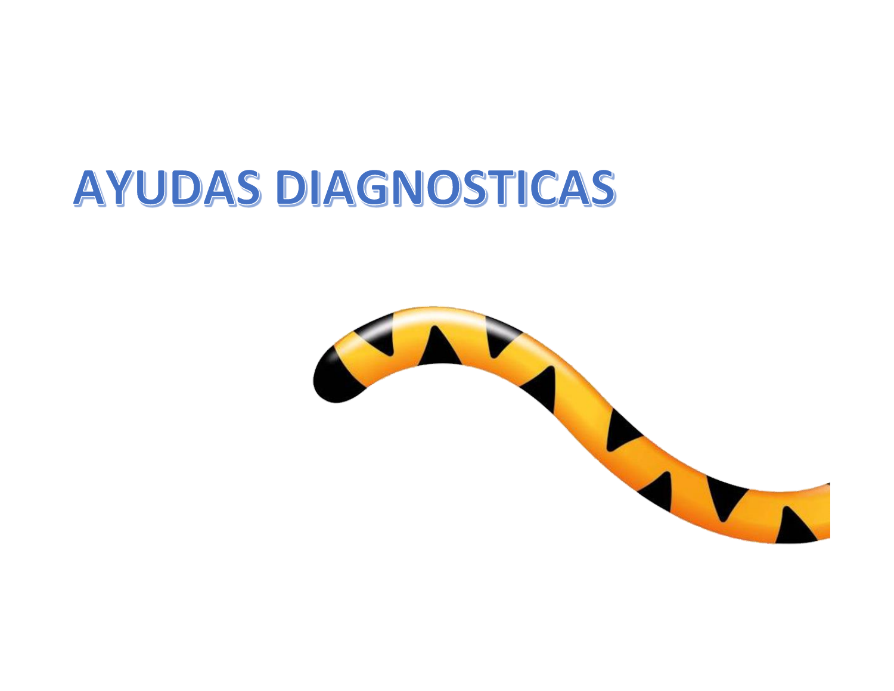# AYUDAS DIAGNOSTICAS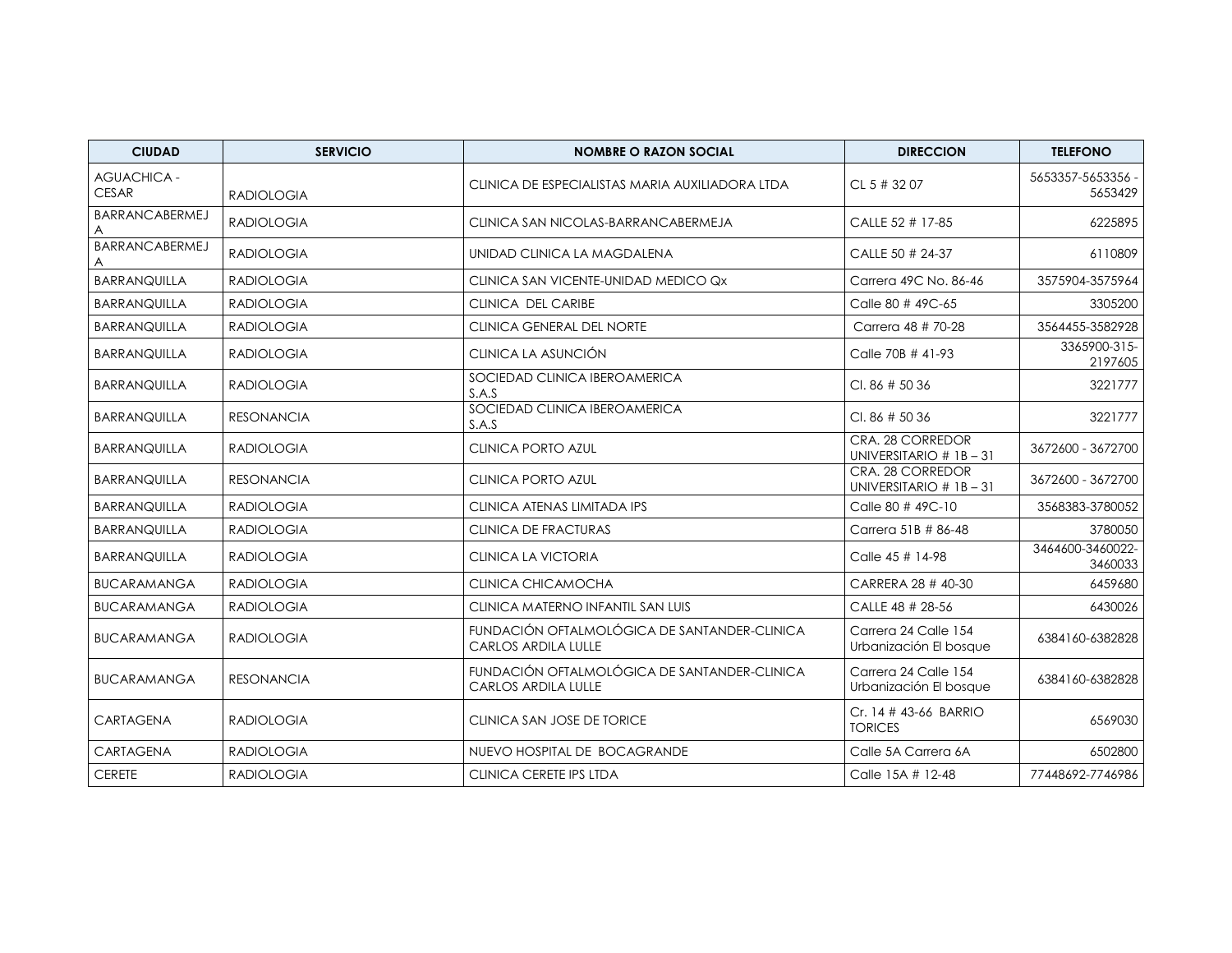| CIUDAD | SERVICIO | NOMBRE O RAZON SOCIAL | DIRECCION | TELEFONO |
|---|---|---|---|---|
| AGUACHICA - CESAR | RADIOLOGIA | CLINICA DE ESPECIALISTAS MARIA AUXILIADORA LTDA | CL 5 # 32 07 | 5653357-5653356 - 5653429 |
| BARRANCABERMEJA | RADIOLOGIA | CLINICA SAN NICOLAS-BARRANCABERMEJA | CALLE 52 # 17-85 | 6225895 |
| BARRANCABERMEJA | RADIOLOGIA | UNIDAD CLINICA LA MAGDALENA | CALLE 50 # 24-37 | 6110809 |
| BARRANQUILLA | RADIOLOGIA | CLINICA SAN VICENTE-UNIDAD MEDICO Qx | Carrera 49C No. 86-46 | 3575904-3575964 |
| BARRANQUILLA | RADIOLOGIA | CLINICA DEL CARIBE | Calle 80 # 49C-65 | 3305200 |
| BARRANQUILLA | RADIOLOGIA | CLINICA GENERAL DEL NORTE | Carrera 48 # 70-28 | 3564455-3582928 |
| BARRANQUILLA | RADIOLOGIA | CLINICA LA ASUNCIÓN | Calle 70B # 41-93 | 3365900-315-2197605 |
| BARRANQUILLA | RADIOLOGIA | SOCIEDAD CLINICA IBEROAMERICA S.A.S | Cl. 86 # 50 36 | 3221777 |
| BARRANQUILLA | RESONANCIA | SOCIEDAD CLINICA IBEROAMERICA S.A.S | Cl. 86 # 50 36 | 3221777 |
| BARRANQUILLA | RADIOLOGIA | CLINICA PORTO AZUL | CRA. 28 CORREDOR UNIVERSITARIO # 1B – 31 | 3672600 - 3672700 |
| BARRANQUILLA | RESONANCIA | CLINICA PORTO AZUL | CRA. 28 CORREDOR UNIVERSITARIO # 1B – 31 | 3672600 - 3672700 |
| BARRANQUILLA | RADIOLOGIA | CLINICA ATENAS LIMITADA IPS | Calle 80 # 49C-10 | 3568383-3780052 |
| BARRANQUILLA | RADIOLOGIA | CLINICA DE FRACTURAS | Carrera 51B # 86-48 | 3780050 |
| BARRANQUILLA | RADIOLOGIA | CLINICA LA VICTORIA | Calle 45 # 14-98 | 3464600-3460022-3460033 |
| BUCARAMANGA | RADIOLOGIA | CLINICA CHICAMOCHA | CARRERA 28 # 40-30 | 6459680 |
| BUCARAMANGA | RADIOLOGIA | CLINICA MATERNO INFANTIL SAN LUIS | CALLE 48 # 28-56 | 6430026 |
| BUCARAMANGA | RADIOLOGIA | FUNDACIÓN OFTALMOLÓGICA DE SANTANDER-CLINICA CARLOS ARDILA LULLE | Carrera 24 Calle 154 Urbanización El bosque | 6384160-6382828 |
| BUCARAMANGA | RESONANCIA | FUNDACIÓN OFTALMOLÓGICA DE SANTANDER-CLINICA CARLOS ARDILA LULLE | Carrera 24 Calle 154 Urbanización El bosque | 6384160-6382828 |
| CARTAGENA | RADIOLOGIA | CLINICA SAN JOSE DE TORICE | Cr. 14 # 43-66 BARRIO TORICES | 6569030 |
| CARTAGENA | RADIOLOGIA | NUEVO HOSPITAL DE BOCAGRANDE | Calle 5A Carrera 6A | 6502800 |
| CERETE | RADIOLOGIA | CLINICA CERETE IPS LTDA | Calle 15A # 12-48 | 77448692-7746986 |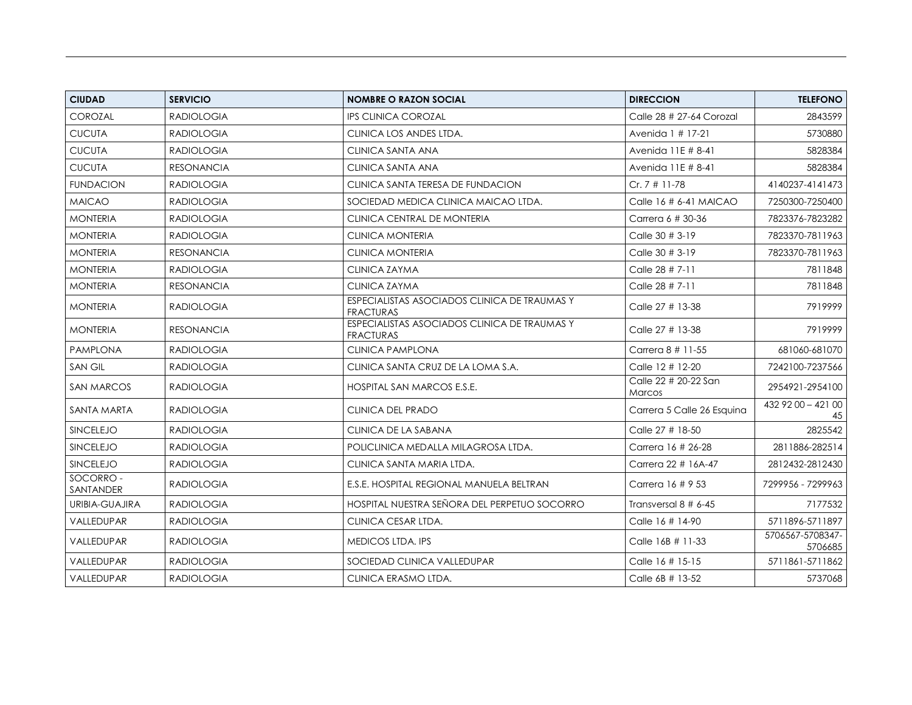| CIUDAD | SERVICIO | NOMBRE O RAZON SOCIAL | DIRECCION | TELEFONO |
|---|---|---|---|---|
| COROZAL | RADIOLOGIA | IPS CLINICA COROZAL | Calle 28 # 27-64 Corozal | 2843599 |
| CUCUTA | RADIOLOGIA | CLINICA LOS ANDES LTDA. | Avenida 1 # 17-21 | 5730880 |
| CUCUTA | RADIOLOGIA | CLINICA SANTA ANA | Avenida 11E # 8-41 | 5828384 |
| CUCUTA | RESONANCIA | CLINICA SANTA ANA | Avenida 11E # 8-41 | 5828384 |
| FUNDACION | RADIOLOGIA | CLINICA SANTA TERESA DE FUNDACION | Cr. 7 # 11-78 | 4140237-4141473 |
| MAICAO | RADIOLOGIA | SOCIEDAD MEDICA CLINICA MAICAO LTDA. | Calle 16 # 6-41 MAICAO | 7250300-7250400 |
| MONTERIA | RADIOLOGIA | CLINICA CENTRAL DE MONTERIA | Carrera 6 # 30-36 | 7823376-7823282 |
| MONTERIA | RADIOLOGIA | CLINICA MONTERIA | Calle 30 # 3-19 | 7823370-7811963 |
| MONTERIA | RESONANCIA | CLINICA MONTERIA | Calle 30 # 3-19 | 7823370-7811963 |
| MONTERIA | RADIOLOGIA | CLINICA ZAYMA | Calle 28 # 7-11 | 7811848 |
| MONTERIA | RESONANCIA | CLINICA ZAYMA | Calle 28 # 7-11 | 7811848 |
| MONTERIA | RADIOLOGIA | ESPECIALISTAS ASOCIADOS CLINICA DE TRAUMAS Y FRACTURAS | Calle 27 # 13-38 | 7919999 |
| MONTERIA | RESONANCIA | ESPECIALISTAS ASOCIADOS CLINICA DE TRAUMAS Y FRACTURAS | Calle 27 # 13-38 | 7919999 |
| PAMPLONA | RADIOLOGIA | CLINICA PAMPLONA | Carrera 8 # 11-55 | 681060-681070 |
| SAN GIL | RADIOLOGIA | CLINICA SANTA CRUZ DE LA LOMA S.A. | Calle 12 # 12-20 | 7242100-7237566 |
| SAN MARCOS | RADIOLOGIA | HOSPITAL SAN MARCOS E.S.E. | Calle 22 # 20-22 San Marcos | 2954921-2954100 |
| SANTA MARTA | RADIOLOGIA | CLINICA DEL PRADO | Carrera 5 Calle 26 Esquina | 432 92 00 – 421 00 45 |
| SINCELEJO | RADIOLOGIA | CLINICA DE LA SABANA | Calle 27 # 18-50 | 2825542 |
| SINCELEJO | RADIOLOGIA | POLICLINICA MEDALLA MILAGROSA LTDA. | Carrera 16 # 26-28 | 2811886-282514 |
| SINCELEJO | RADIOLOGIA | CLINICA SANTA MARIA LTDA. | Carrera 22 # 16A-47 | 2812432-2812430 |
| SOCORRO - SANTANDER | RADIOLOGIA | E.S.E. HOSPITAL REGIONAL MANUELA BELTRAN | Carrera 16 # 9 53 | 7299956 - 7299963 |
| URIBIA-GUAJIRA | RADIOLOGIA | HOSPITAL NUESTRA SEÑORA DEL PERPETUO SOCORRO | Transversal 8 # 6-45 | 7177532 |
| VALLEDUPAR | RADIOLOGIA | CLINICA CESAR LTDA. | Calle 16 # 14-90 | 5711896-5711897 |
| VALLEDUPAR | RADIOLOGIA | MEDICOS LTDA. IPS | Calle 16B # 11-33 | 5706567-5708347-5706685 |
| VALLEDUPAR | RADIOLOGIA | SOCIEDAD CLINICA VALLEDUPAR | Calle 16 # 15-15 | 5711861-5711862 |
| VALLEDUPAR | RADIOLOGIA | CLINICA ERASMO LTDA. | Calle 6B # 13-52 | 5737068 |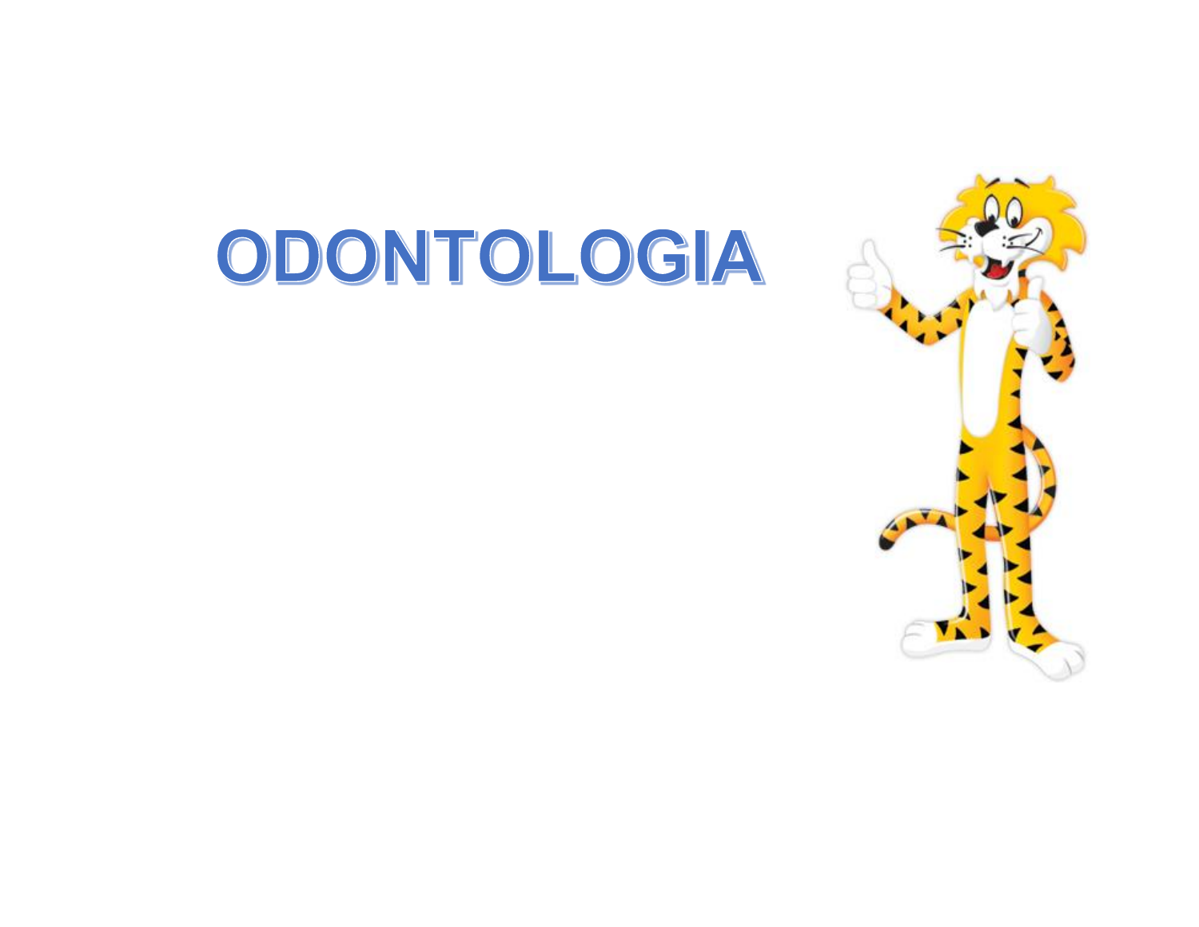# ODONTOLOGIA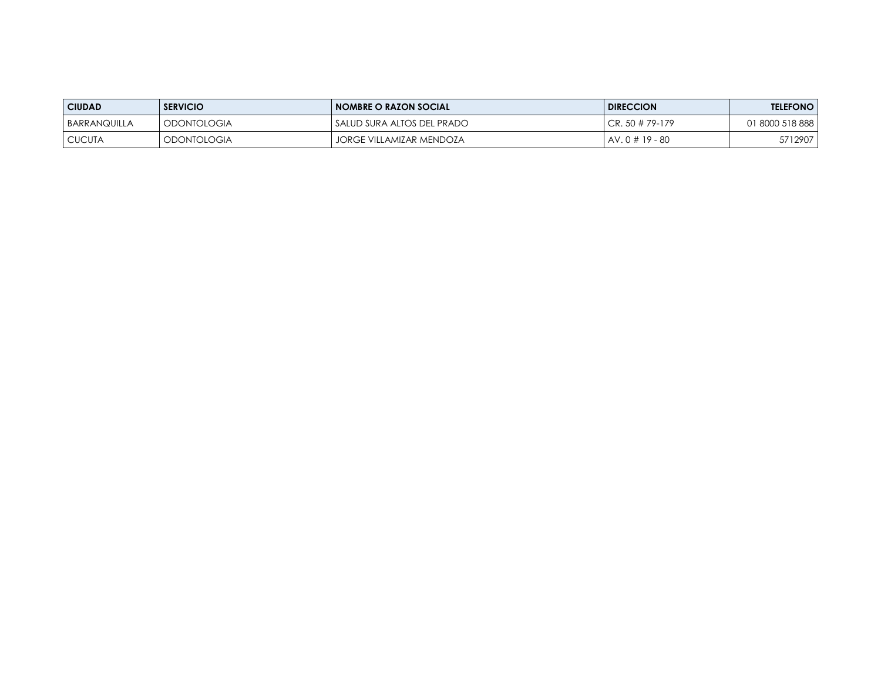| CIUDAD | SERVICIO | NOMBRE O RAZON SOCIAL | DIRECCION | TELEFONO |
|---|---|---|---|---|
| BARRANQUILLA | ODONTOLOGIA | SALUD SURA ALTOS DEL PRADO | CR. 50 # 79-179 | 01 8000 518 888 |
| CUCUTA | ODONTOLOGIA | JORGE VILLAMIZAR MENDOZA | AV. 0 # 19 - 80 | 5712907 |